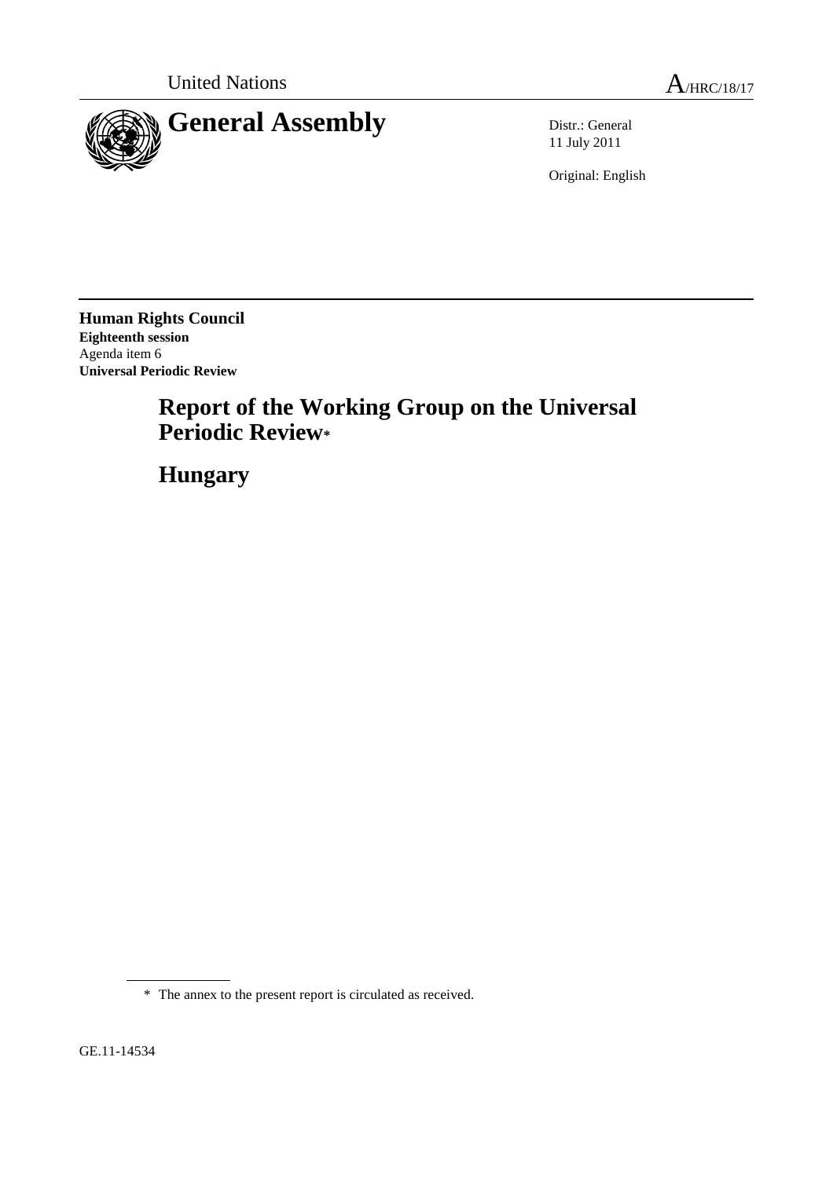United Nations A/HRC/18/17

# General Assembly

Distr.: General
11 July 2011

Original: English

**Human Rights Council**
**Eighteenth session**
Agenda item 6
**Universal Periodic Review**

## Report of the Working Group on the Universal Periodic Review*

## Hungary

\* The annex to the present report is circulated as received.

GE.11-14534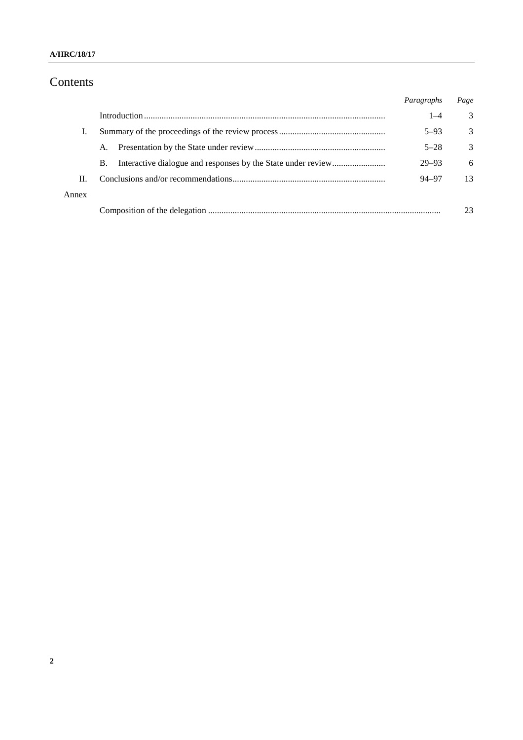# Contents

| | | Paragraphs | Page |
|---|---|---|---|
| | Introduction | 1–4 | 3 |
| I. | Summary of the proceedings of the review process | 5–93 | 3 |
| | A. Presentation by the State under review | 5–28 | 3 |
| | B. Interactive dialogue and responses by the State under review | 29–93 | 6 |
| II. | Conclusions and/or recommendations | 94–97 | 13 |
| Annex | | | |
| | Composition of the delegation | | 23 |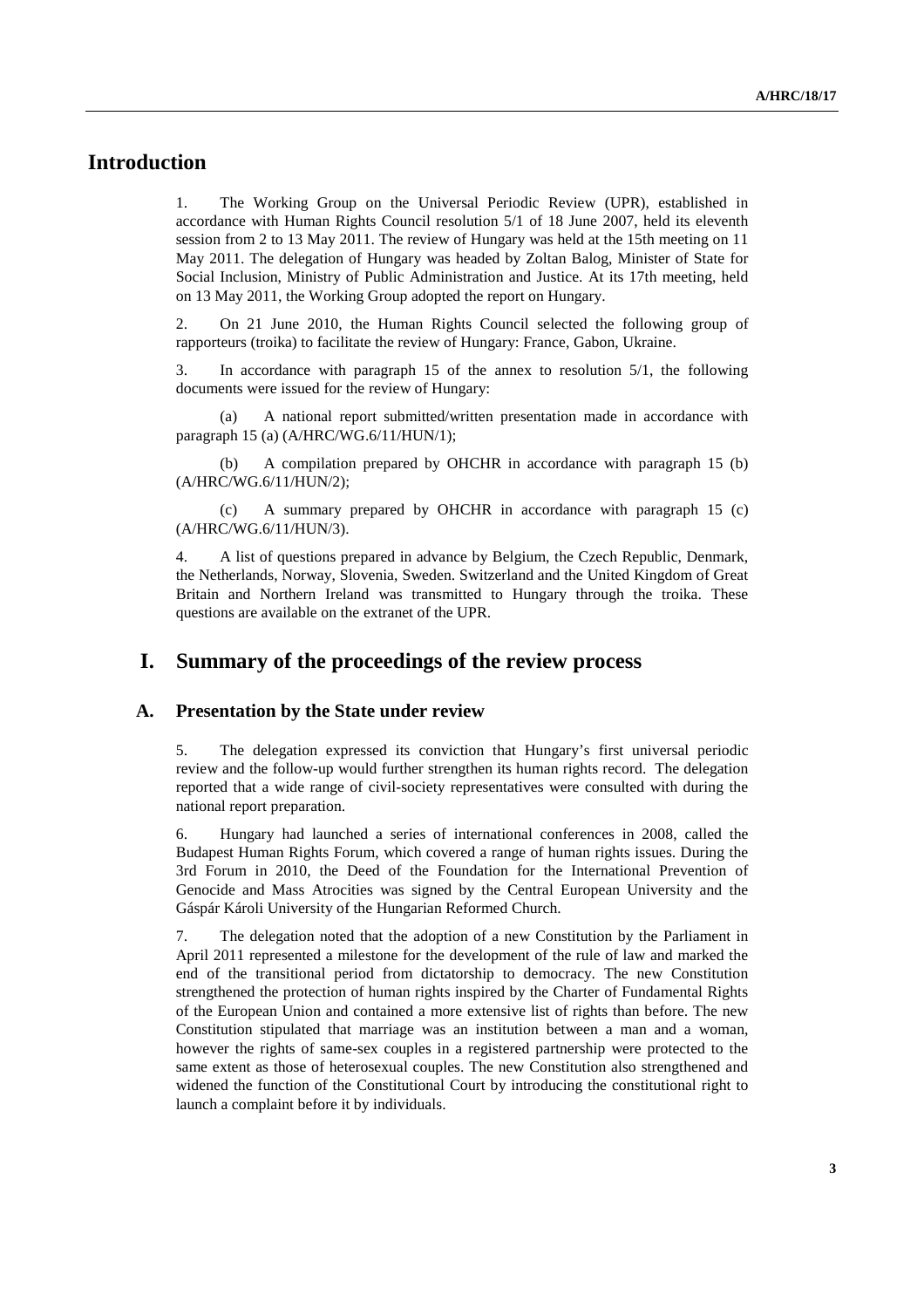# Introduction

1. The Working Group on the Universal Periodic Review (UPR), established in accordance with Human Rights Council resolution 5/1 of 18 June 2007, held its eleventh session from 2 to 13 May 2011. The review of Hungary was held at the 15th meeting on 11 May 2011. The delegation of Hungary was headed by Zoltan Balog, Minister of State for Social Inclusion, Ministry of Public Administration and Justice. At its 17th meeting, held on 13 May 2011, the Working Group adopted the report on Hungary.

2. On 21 June 2010, the Human Rights Council selected the following group of rapporteurs (troika) to facilitate the review of Hungary: France, Gabon, Ukraine.

3. In accordance with paragraph 15 of the annex to resolution 5/1, the following documents were issued for the review of Hungary:

(a) A national report submitted/written presentation made in accordance with paragraph 15 (a) (A/HRC/WG.6/11/HUN/1);

(b) A compilation prepared by OHCHR in accordance with paragraph 15 (b) (A/HRC/WG.6/11/HUN/2);

(c) A summary prepared by OHCHR in accordance with paragraph 15 (c) (A/HRC/WG.6/11/HUN/3).

4. A list of questions prepared in advance by Belgium, the Czech Republic, Denmark, the Netherlands, Norway, Slovenia, Sweden. Switzerland and the United Kingdom of Great Britain and Northern Ireland was transmitted to Hungary through the troika. These questions are available on the extranet of the UPR.

# I. Summary of the proceedings of the review process

## A. Presentation by the State under review

5. The delegation expressed its conviction that Hungary's first universal periodic review and the follow-up would further strengthen its human rights record. The delegation reported that a wide range of civil-society representatives were consulted with during the national report preparation.

6. Hungary had launched a series of international conferences in 2008, called the Budapest Human Rights Forum, which covered a range of human rights issues. During the 3rd Forum in 2010, the Deed of the Foundation for the International Prevention of Genocide and Mass Atrocities was signed by the Central European University and the Gáspár Károli University of the Hungarian Reformed Church.

7. The delegation noted that the adoption of a new Constitution by the Parliament in April 2011 represented a milestone for the development of the rule of law and marked the end of the transitional period from dictatorship to democracy. The new Constitution strengthened the protection of human rights inspired by the Charter of Fundamental Rights of the European Union and contained a more extensive list of rights than before. The new Constitution stipulated that marriage was an institution between a man and a woman, however the rights of same-sex couples in a registered partnership were protected to the same extent as those of heterosexual couples. The new Constitution also strengthened and widened the function of the Constitutional Court by introducing the constitutional right to launch a complaint before it by individuals.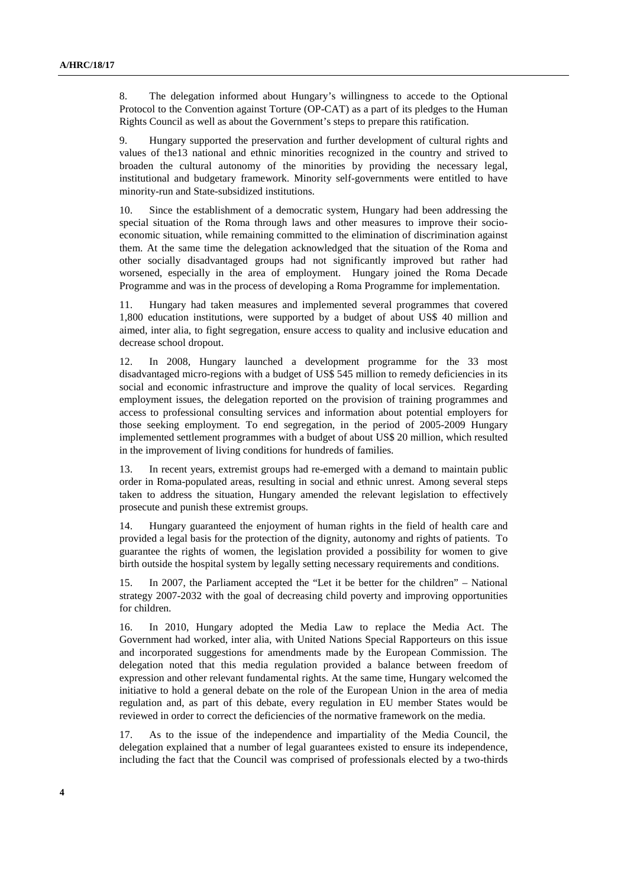8. The delegation informed about Hungary's willingness to accede to the Optional Protocol to the Convention against Torture (OP-CAT) as a part of its pledges to the Human Rights Council as well as about the Government's steps to prepare this ratification.

9. Hungary supported the preservation and further development of cultural rights and values of the13 national and ethnic minorities recognized in the country and strived to broaden the cultural autonomy of the minorities by providing the necessary legal, institutional and budgetary framework. Minority self-governments were entitled to have minority-run and State-subsidized institutions.

10. Since the establishment of a democratic system, Hungary had been addressing the special situation of the Roma through laws and other measures to improve their socio-economic situation, while remaining committed to the elimination of discrimination against them. At the same time the delegation acknowledged that the situation of the Roma and other socially disadvantaged groups had not significantly improved but rather had worsened, especially in the area of employment. Hungary joined the Roma Decade Programme and was in the process of developing a Roma Programme for implementation.

11. Hungary had taken measures and implemented several programmes that covered 1,800 education institutions, were supported by a budget of about US$ 40 million and aimed, inter alia, to fight segregation, ensure access to quality and inclusive education and decrease school dropout.

12. In 2008, Hungary launched a development programme for the 33 most disadvantaged micro-regions with a budget of US$ 545 million to remedy deficiencies in its social and economic infrastructure and improve the quality of local services. Regarding employment issues, the delegation reported on the provision of training programmes and access to professional consulting services and information about potential employers for those seeking employment. To end segregation, in the period of 2005-2009 Hungary implemented settlement programmes with a budget of about US$ 20 million, which resulted in the improvement of living conditions for hundreds of families.

13. In recent years, extremist groups had re-emerged with a demand to maintain public order in Roma-populated areas, resulting in social and ethnic unrest. Among several steps taken to address the situation, Hungary amended the relevant legislation to effectively prosecute and punish these extremist groups.

14. Hungary guaranteed the enjoyment of human rights in the field of health care and provided a legal basis for the protection of the dignity, autonomy and rights of patients. To guarantee the rights of women, the legislation provided a possibility for women to give birth outside the hospital system by legally setting necessary requirements and conditions.

15. In 2007, the Parliament accepted the "Let it be better for the children" – National strategy 2007-2032 with the goal of decreasing child poverty and improving opportunities for children.

16. In 2010, Hungary adopted the Media Law to replace the Media Act. The Government had worked, inter alia, with United Nations Special Rapporteurs on this issue and incorporated suggestions for amendments made by the European Commission. The delegation noted that this media regulation provided a balance between freedom of expression and other relevant fundamental rights. At the same time, Hungary welcomed the initiative to hold a general debate on the role of the European Union in the area of media regulation and, as part of this debate, every regulation in EU member States would be reviewed in order to correct the deficiencies of the normative framework on the media.

17. As to the issue of the independence and impartiality of the Media Council, the delegation explained that a number of legal guarantees existed to ensure its independence, including the fact that the Council was comprised of professionals elected by a two-thirds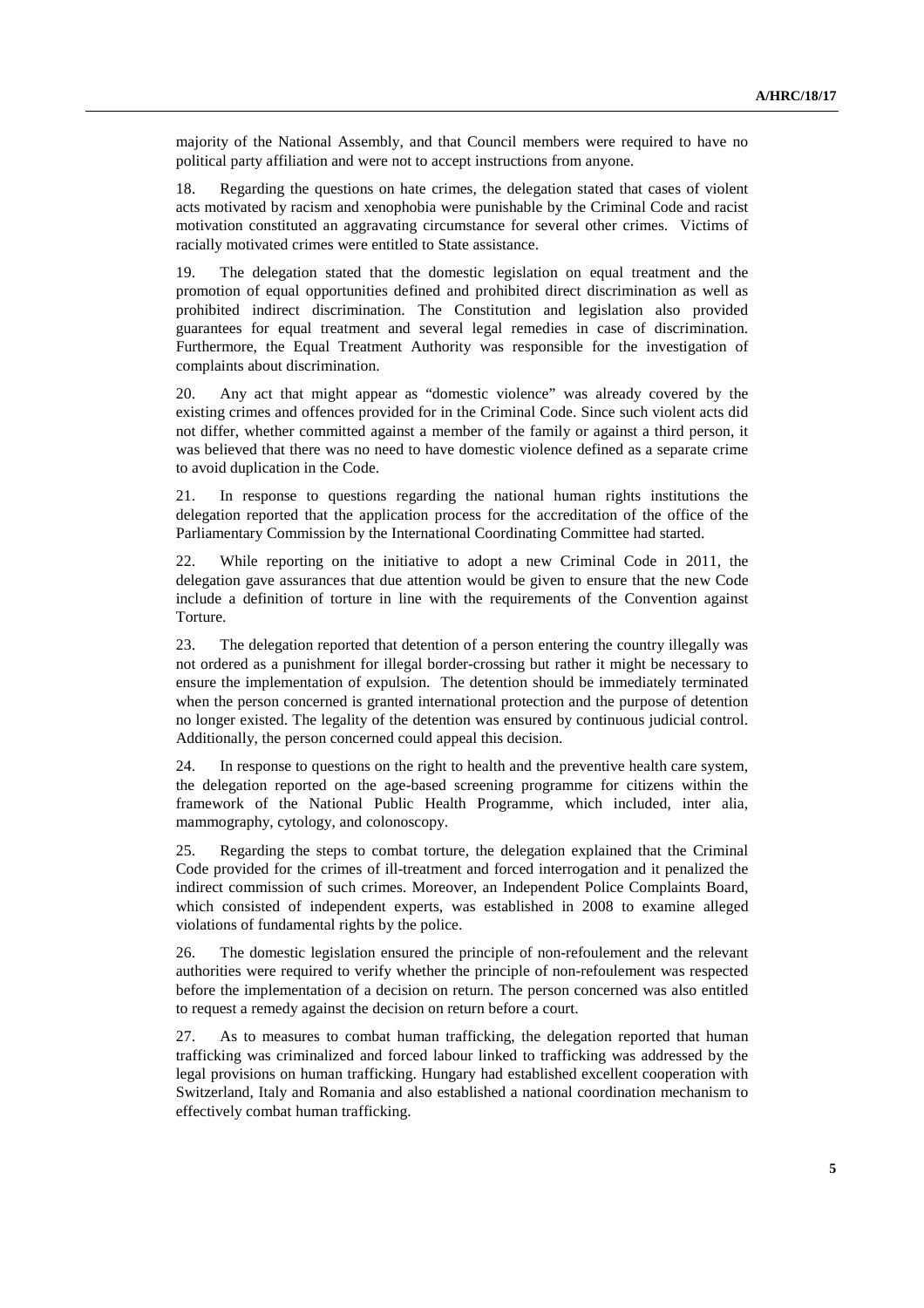majority of the National Assembly, and that Council members were required to have no political party affiliation and were not to accept instructions from anyone.

18. Regarding the questions on hate crimes, the delegation stated that cases of violent acts motivated by racism and xenophobia were punishable by the Criminal Code and racist motivation constituted an aggravating circumstance for several other crimes. Victims of racially motivated crimes were entitled to State assistance.

19. The delegation stated that the domestic legislation on equal treatment and the promotion of equal opportunities defined and prohibited direct discrimination as well as prohibited indirect discrimination. The Constitution and legislation also provided guarantees for equal treatment and several legal remedies in case of discrimination. Furthermore, the Equal Treatment Authority was responsible for the investigation of complaints about discrimination.

20. Any act that might appear as "domestic violence" was already covered by the existing crimes and offences provided for in the Criminal Code. Since such violent acts did not differ, whether committed against a member of the family or against a third person, it was believed that there was no need to have domestic violence defined as a separate crime to avoid duplication in the Code.

21. In response to questions regarding the national human rights institutions the delegation reported that the application process for the accreditation of the office of the Parliamentary Commission by the International Coordinating Committee had started.

22. While reporting on the initiative to adopt a new Criminal Code in 2011, the delegation gave assurances that due attention would be given to ensure that the new Code include a definition of torture in line with the requirements of the Convention against Torture.

23. The delegation reported that detention of a person entering the country illegally was not ordered as a punishment for illegal border-crossing but rather it might be necessary to ensure the implementation of expulsion. The detention should be immediately terminated when the person concerned is granted international protection and the purpose of detention no longer existed. The legality of the detention was ensured by continuous judicial control. Additionally, the person concerned could appeal this decision.

24. In response to questions on the right to health and the preventive health care system, the delegation reported on the age-based screening programme for citizens within the framework of the National Public Health Programme, which included, inter alia, mammography, cytology, and colonoscopy.

25. Regarding the steps to combat torture, the delegation explained that the Criminal Code provided for the crimes of ill-treatment and forced interrogation and it penalized the indirect commission of such crimes. Moreover, an Independent Police Complaints Board, which consisted of independent experts, was established in 2008 to examine alleged violations of fundamental rights by the police.

26. The domestic legislation ensured the principle of non-refoulement and the relevant authorities were required to verify whether the principle of non-refoulement was respected before the implementation of a decision on return. The person concerned was also entitled to request a remedy against the decision on return before a court.

27. As to measures to combat human trafficking, the delegation reported that human trafficking was criminalized and forced labour linked to trafficking was addressed by the legal provisions on human trafficking. Hungary had established excellent cooperation with Switzerland, Italy and Romania and also established a national coordination mechanism to effectively combat human trafficking.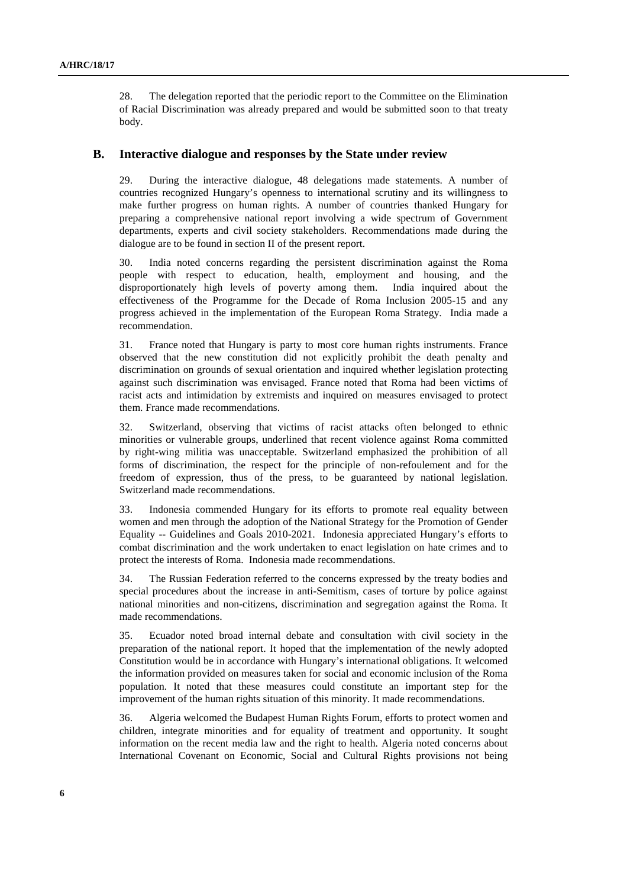28. The delegation reported that the periodic report to the Committee on the Elimination of Racial Discrimination was already prepared and would be submitted soon to that treaty body.

## B. Interactive dialogue and responses by the State under review

29. During the interactive dialogue, 48 delegations made statements. A number of countries recognized Hungary's openness to international scrutiny and its willingness to make further progress on human rights. A number of countries thanked Hungary for preparing a comprehensive national report involving a wide spectrum of Government departments, experts and civil society stakeholders. Recommendations made during the dialogue are to be found in section II of the present report.

30. India noted concerns regarding the persistent discrimination against the Roma people with respect to education, health, employment and housing, and the disproportionately high levels of poverty among them. India inquired about the effectiveness of the Programme for the Decade of Roma Inclusion 2005-15 and any progress achieved in the implementation of the European Roma Strategy. India made a recommendation.

31. France noted that Hungary is party to most core human rights instruments. France observed that the new constitution did not explicitly prohibit the death penalty and discrimination on grounds of sexual orientation and inquired whether legislation protecting against such discrimination was envisaged. France noted that Roma had been victims of racist acts and intimidation by extremists and inquired on measures envisaged to protect them. France made recommendations.

32. Switzerland, observing that victims of racist attacks often belonged to ethnic minorities or vulnerable groups, underlined that recent violence against Roma committed by right-wing militia was unacceptable. Switzerland emphasized the prohibition of all forms of discrimination, the respect for the principle of non-refoulement and for the freedom of expression, thus of the press, to be guaranteed by national legislation. Switzerland made recommendations.

33. Indonesia commended Hungary for its efforts to promote real equality between women and men through the adoption of the National Strategy for the Promotion of Gender Equality -- Guidelines and Goals 2010-2021. Indonesia appreciated Hungary's efforts to combat discrimination and the work undertaken to enact legislation on hate crimes and to protect the interests of Roma. Indonesia made recommendations.

34. The Russian Federation referred to the concerns expressed by the treaty bodies and special procedures about the increase in anti-Semitism, cases of torture by police against national minorities and non-citizens, discrimination and segregation against the Roma. It made recommendations.

35. Ecuador noted broad internal debate and consultation with civil society in the preparation of the national report. It hoped that the implementation of the newly adopted Constitution would be in accordance with Hungary's international obligations. It welcomed the information provided on measures taken for social and economic inclusion of the Roma population. It noted that these measures could constitute an important step for the improvement of the human rights situation of this minority. It made recommendations.

36. Algeria welcomed the Budapest Human Rights Forum, efforts to protect women and children, integrate minorities and for equality of treatment and opportunity. It sought information on the recent media law and the right to health. Algeria noted concerns about International Covenant on Economic, Social and Cultural Rights provisions not being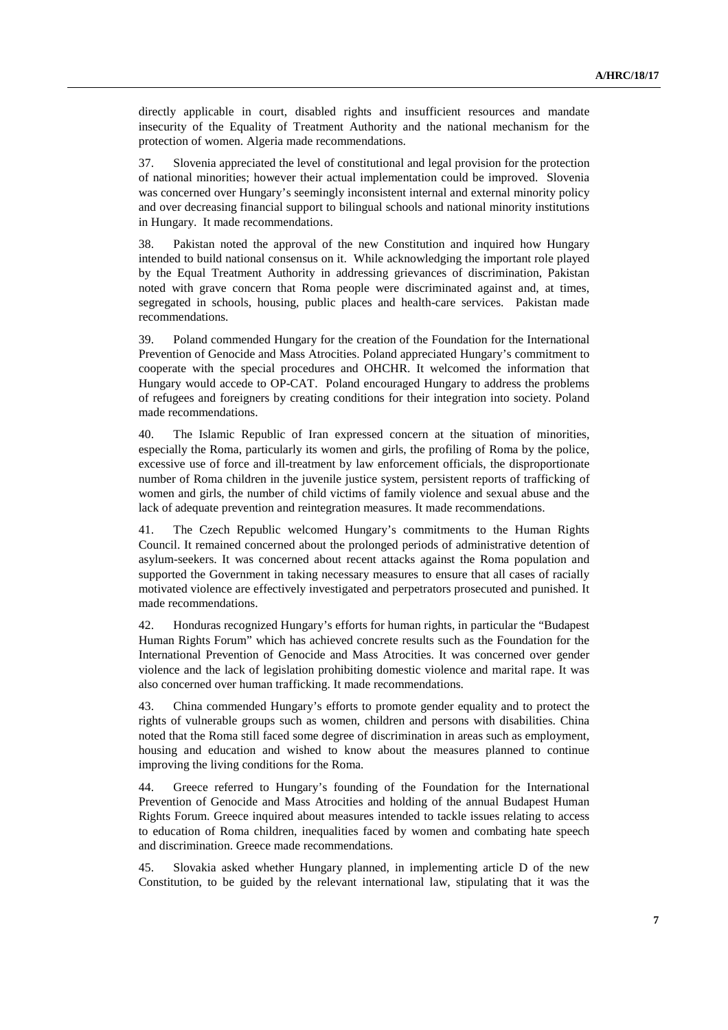directly applicable in court, disabled rights and insufficient resources and mandate insecurity of the Equality of Treatment Authority and the national mechanism for the protection of women. Algeria made recommendations.

37. Slovenia appreciated the level of constitutional and legal provision for the protection of national minorities; however their actual implementation could be improved. Slovenia was concerned over Hungary's seemingly inconsistent internal and external minority policy and over decreasing financial support to bilingual schools and national minority institutions in Hungary. It made recommendations.

38. Pakistan noted the approval of the new Constitution and inquired how Hungary intended to build national consensus on it. While acknowledging the important role played by the Equal Treatment Authority in addressing grievances of discrimination, Pakistan noted with grave concern that Roma people were discriminated against and, at times, segregated in schools, housing, public places and health-care services. Pakistan made recommendations.

39. Poland commended Hungary for the creation of the Foundation for the International Prevention of Genocide and Mass Atrocities. Poland appreciated Hungary's commitment to cooperate with the special procedures and OHCHR. It welcomed the information that Hungary would accede to OP-CAT. Poland encouraged Hungary to address the problems of refugees and foreigners by creating conditions for their integration into society. Poland made recommendations.

40. The Islamic Republic of Iran expressed concern at the situation of minorities, especially the Roma, particularly its women and girls, the profiling of Roma by the police, excessive use of force and ill-treatment by law enforcement officials, the disproportionate number of Roma children in the juvenile justice system, persistent reports of trafficking of women and girls, the number of child victims of family violence and sexual abuse and the lack of adequate prevention and reintegration measures. It made recommendations.

41. The Czech Republic welcomed Hungary's commitments to the Human Rights Council. It remained concerned about the prolonged periods of administrative detention of asylum-seekers. It was concerned about recent attacks against the Roma population and supported the Government in taking necessary measures to ensure that all cases of racially motivated violence are effectively investigated and perpetrators prosecuted and punished. It made recommendations.

42. Honduras recognized Hungary's efforts for human rights, in particular the "Budapest Human Rights Forum" which has achieved concrete results such as the Foundation for the International Prevention of Genocide and Mass Atrocities. It was concerned over gender violence and the lack of legislation prohibiting domestic violence and marital rape. It was also concerned over human trafficking. It made recommendations.

43. China commended Hungary's efforts to promote gender equality and to protect the rights of vulnerable groups such as women, children and persons with disabilities. China noted that the Roma still faced some degree of discrimination in areas such as employment, housing and education and wished to know about the measures planned to continue improving the living conditions for the Roma.

44. Greece referred to Hungary's founding of the Foundation for the International Prevention of Genocide and Mass Atrocities and holding of the annual Budapest Human Rights Forum. Greece inquired about measures intended to tackle issues relating to access to education of Roma children, inequalities faced by women and combating hate speech and discrimination. Greece made recommendations.

45. Slovakia asked whether Hungary planned, in implementing article D of the new Constitution, to be guided by the relevant international law, stipulating that it was the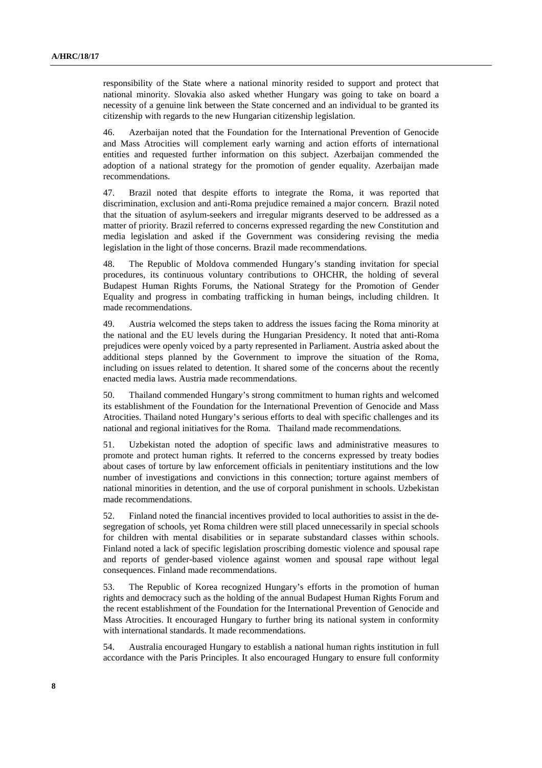responsibility of the State where a national minority resided to support and protect that national minority. Slovakia also asked whether Hungary was going to take on board a necessity of a genuine link between the State concerned and an individual to be granted its citizenship with regards to the new Hungarian citizenship legislation.

46. Azerbaijan noted that the Foundation for the International Prevention of Genocide and Mass Atrocities will complement early warning and action efforts of international entities and requested further information on this subject. Azerbaijan commended the adoption of a national strategy for the promotion of gender equality. Azerbaijan made recommendations.

47. Brazil noted that despite efforts to integrate the Roma, it was reported that discrimination, exclusion and anti-Roma prejudice remained a major concern. Brazil noted that the situation of asylum-seekers and irregular migrants deserved to be addressed as a matter of priority. Brazil referred to concerns expressed regarding the new Constitution and media legislation and asked if the Government was considering revising the media legislation in the light of those concerns. Brazil made recommendations.

48. The Republic of Moldova commended Hungary's standing invitation for special procedures, its continuous voluntary contributions to OHCHR, the holding of several Budapest Human Rights Forums, the National Strategy for the Promotion of Gender Equality and progress in combating trafficking in human beings, including children. It made recommendations.

49. Austria welcomed the steps taken to address the issues facing the Roma minority at the national and the EU levels during the Hungarian Presidency. It noted that anti-Roma prejudices were openly voiced by a party represented in Parliament. Austria asked about the additional steps planned by the Government to improve the situation of the Roma, including on issues related to detention. It shared some of the concerns about the recently enacted media laws. Austria made recommendations.

50. Thailand commended Hungary's strong commitment to human rights and welcomed its establishment of the Foundation for the International Prevention of Genocide and Mass Atrocities. Thailand noted Hungary's serious efforts to deal with specific challenges and its national and regional initiatives for the Roma. Thailand made recommendations.

51. Uzbekistan noted the adoption of specific laws and administrative measures to promote and protect human rights. It referred to the concerns expressed by treaty bodies about cases of torture by law enforcement officials in penitentiary institutions and the low number of investigations and convictions in this connection; torture against members of national minorities in detention, and the use of corporal punishment in schools. Uzbekistan made recommendations.

52. Finland noted the financial incentives provided to local authorities to assist in the de-segregation of schools, yet Roma children were still placed unnecessarily in special schools for children with mental disabilities or in separate substandard classes within schools. Finland noted a lack of specific legislation proscribing domestic violence and spousal rape and reports of gender-based violence against women and spousal rape without legal consequences. Finland made recommendations.

53. The Republic of Korea recognized Hungary's efforts in the promotion of human rights and democracy such as the holding of the annual Budapest Human Rights Forum and the recent establishment of the Foundation for the International Prevention of Genocide and Mass Atrocities. It encouraged Hungary to further bring its national system in conformity with international standards. It made recommendations.

54. Australia encouraged Hungary to establish a national human rights institution in full accordance with the Paris Principles. It also encouraged Hungary to ensure full conformity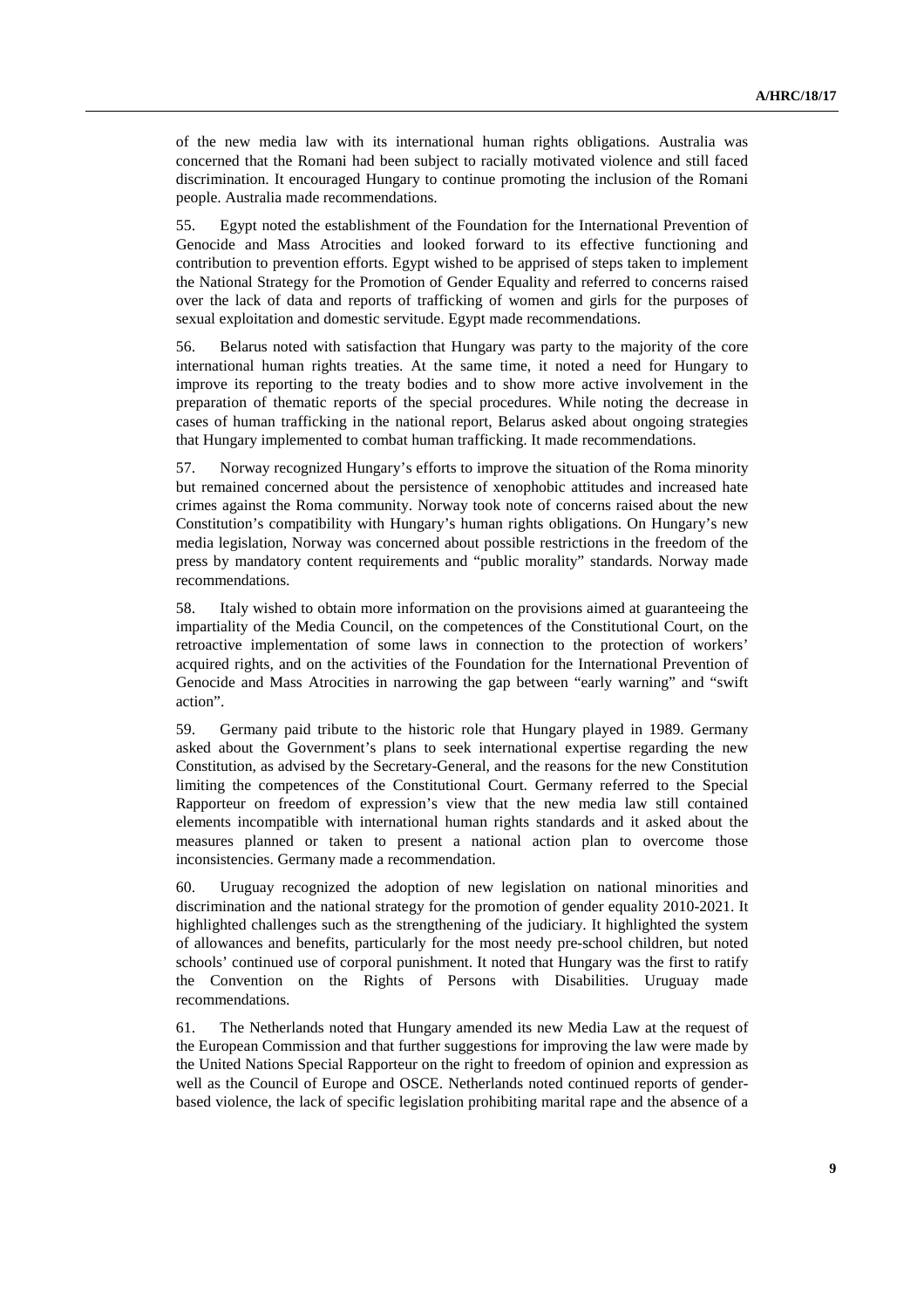of the new media law with its international human rights obligations. Australia was concerned that the Romani had been subject to racially motivated violence and still faced discrimination. It encouraged Hungary to continue promoting the inclusion of the Romani people. Australia made recommendations.

55. Egypt noted the establishment of the Foundation for the International Prevention of Genocide and Mass Atrocities and looked forward to its effective functioning and contribution to prevention efforts. Egypt wished to be apprised of steps taken to implement the National Strategy for the Promotion of Gender Equality and referred to concerns raised over the lack of data and reports of trafficking of women and girls for the purposes of sexual exploitation and domestic servitude. Egypt made recommendations.

56. Belarus noted with satisfaction that Hungary was party to the majority of the core international human rights treaties. At the same time, it noted a need for Hungary to improve its reporting to the treaty bodies and to show more active involvement in the preparation of thematic reports of the special procedures. While noting the decrease in cases of human trafficking in the national report, Belarus asked about ongoing strategies that Hungary implemented to combat human trafficking. It made recommendations.

57. Norway recognized Hungary's efforts to improve the situation of the Roma minority but remained concerned about the persistence of xenophobic attitudes and increased hate crimes against the Roma community. Norway took note of concerns raised about the new Constitution's compatibility with Hungary's human rights obligations. On Hungary's new media legislation, Norway was concerned about possible restrictions in the freedom of the press by mandatory content requirements and "public morality" standards. Norway made recommendations.

58. Italy wished to obtain more information on the provisions aimed at guaranteeing the impartiality of the Media Council, on the competences of the Constitutional Court, on the retroactive implementation of some laws in connection to the protection of workers' acquired rights, and on the activities of the Foundation for the International Prevention of Genocide and Mass Atrocities in narrowing the gap between "early warning" and "swift action".

59. Germany paid tribute to the historic role that Hungary played in 1989. Germany asked about the Government's plans to seek international expertise regarding the new Constitution, as advised by the Secretary-General, and the reasons for the new Constitution limiting the competences of the Constitutional Court. Germany referred to the Special Rapporteur on freedom of expression's view that the new media law still contained elements incompatible with international human rights standards and it asked about the measures planned or taken to present a national action plan to overcome those inconsistencies. Germany made a recommendation.

60. Uruguay recognized the adoption of new legislation on national minorities and discrimination and the national strategy for the promotion of gender equality 2010-2021. It highlighted challenges such as the strengthening of the judiciary. It highlighted the system of allowances and benefits, particularly for the most needy pre-school children, but noted schools' continued use of corporal punishment. It noted that Hungary was the first to ratify the Convention on the Rights of Persons with Disabilities. Uruguay made recommendations.

61. The Netherlands noted that Hungary amended its new Media Law at the request of the European Commission and that further suggestions for improving the law were made by the United Nations Special Rapporteur on the right to freedom of opinion and expression as well as the Council of Europe and OSCE. Netherlands noted continued reports of gender-based violence, the lack of specific legislation prohibiting marital rape and the absence of a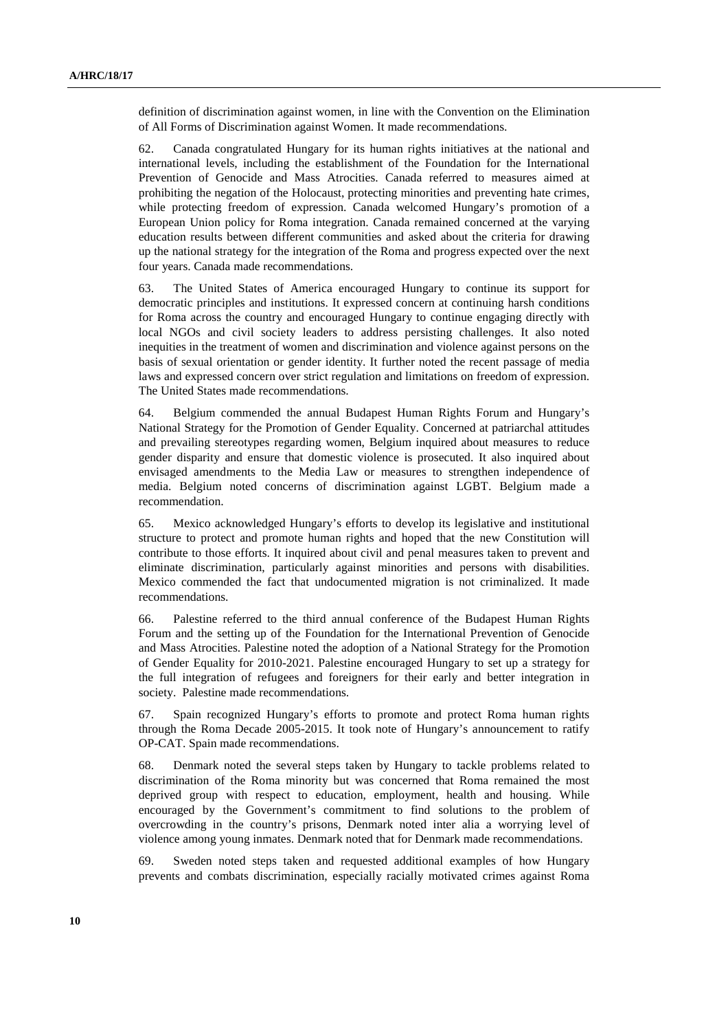definition of discrimination against women, in line with the Convention on the Elimination of All Forms of Discrimination against Women. It made recommendations.

62. Canada congratulated Hungary for its human rights initiatives at the national and international levels, including the establishment of the Foundation for the International Prevention of Genocide and Mass Atrocities. Canada referred to measures aimed at prohibiting the negation of the Holocaust, protecting minorities and preventing hate crimes, while protecting freedom of expression. Canada welcomed Hungary's promotion of a European Union policy for Roma integration. Canada remained concerned at the varying education results between different communities and asked about the criteria for drawing up the national strategy for the integration of the Roma and progress expected over the next four years. Canada made recommendations.

63. The United States of America encouraged Hungary to continue its support for democratic principles and institutions. It expressed concern at continuing harsh conditions for Roma across the country and encouraged Hungary to continue engaging directly with local NGOs and civil society leaders to address persisting challenges. It also noted inequities in the treatment of women and discrimination and violence against persons on the basis of sexual orientation or gender identity. It further noted the recent passage of media laws and expressed concern over strict regulation and limitations on freedom of expression. The United States made recommendations.

64. Belgium commended the annual Budapest Human Rights Forum and Hungary's National Strategy for the Promotion of Gender Equality. Concerned at patriarchal attitudes and prevailing stereotypes regarding women, Belgium inquired about measures to reduce gender disparity and ensure that domestic violence is prosecuted. It also inquired about envisaged amendments to the Media Law or measures to strengthen independence of media. Belgium noted concerns of discrimination against LGBT. Belgium made a recommendation.

65. Mexico acknowledged Hungary's efforts to develop its legislative and institutional structure to protect and promote human rights and hoped that the new Constitution will contribute to those efforts. It inquired about civil and penal measures taken to prevent and eliminate discrimination, particularly against minorities and persons with disabilities. Mexico commended the fact that undocumented migration is not criminalized. It made recommendations.

66. Palestine referred to the third annual conference of the Budapest Human Rights Forum and the setting up of the Foundation for the International Prevention of Genocide and Mass Atrocities. Palestine noted the adoption of a National Strategy for the Promotion of Gender Equality for 2010-2021. Palestine encouraged Hungary to set up a strategy for the full integration of refugees and foreigners for their early and better integration in society. Palestine made recommendations.

67. Spain recognized Hungary's efforts to promote and protect Roma human rights through the Roma Decade 2005-2015. It took note of Hungary's announcement to ratify OP-CAT. Spain made recommendations.

68. Denmark noted the several steps taken by Hungary to tackle problems related to discrimination of the Roma minority but was concerned that Roma remained the most deprived group with respect to education, employment, health and housing. While encouraged by the Government's commitment to find solutions to the problem of overcrowding in the country's prisons, Denmark noted inter alia a worrying level of violence among young inmates. Denmark noted that for Denmark made recommendations.

69. Sweden noted steps taken and requested additional examples of how Hungary prevents and combats discrimination, especially racially motivated crimes against Roma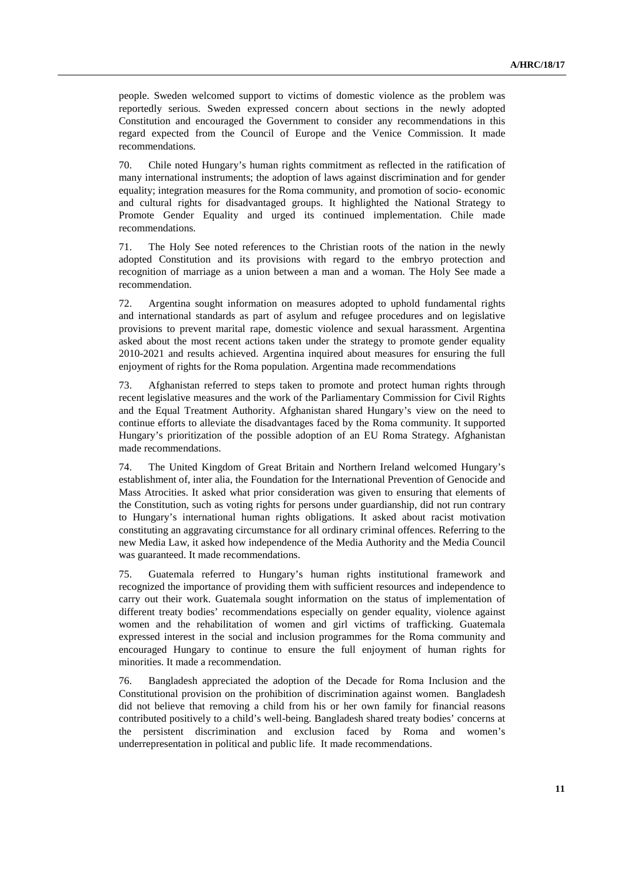people. Sweden welcomed support to victims of domestic violence as the problem was reportedly serious. Sweden expressed concern about sections in the newly adopted Constitution and encouraged the Government to consider any recommendations in this regard expected from the Council of Europe and the Venice Commission. It made recommendations.

70. Chile noted Hungary's human rights commitment as reflected in the ratification of many international instruments; the adoption of laws against discrimination and for gender equality; integration measures for the Roma community, and promotion of socio- economic and cultural rights for disadvantaged groups. It highlighted the National Strategy to Promote Gender Equality and urged its continued implementation. Chile made recommendations.

71. The Holy See noted references to the Christian roots of the nation in the newly adopted Constitution and its provisions with regard to the embryo protection and recognition of marriage as a union between a man and a woman. The Holy See made a recommendation.

72. Argentina sought information on measures adopted to uphold fundamental rights and international standards as part of asylum and refugee procedures and on legislative provisions to prevent marital rape, domestic violence and sexual harassment. Argentina asked about the most recent actions taken under the strategy to promote gender equality 2010-2021 and results achieved. Argentina inquired about measures for ensuring the full enjoyment of rights for the Roma population. Argentina made recommendations

73. Afghanistan referred to steps taken to promote and protect human rights through recent legislative measures and the work of the Parliamentary Commission for Civil Rights and the Equal Treatment Authority. Afghanistan shared Hungary's view on the need to continue efforts to alleviate the disadvantages faced by the Roma community. It supported Hungary's prioritization of the possible adoption of an EU Roma Strategy. Afghanistan made recommendations.

74. The United Kingdom of Great Britain and Northern Ireland welcomed Hungary's establishment of, inter alia, the Foundation for the International Prevention of Genocide and Mass Atrocities. It asked what prior consideration was given to ensuring that elements of the Constitution, such as voting rights for persons under guardianship, did not run contrary to Hungary's international human rights obligations. It asked about racist motivation constituting an aggravating circumstance for all ordinary criminal offences. Referring to the new Media Law, it asked how independence of the Media Authority and the Media Council was guaranteed. It made recommendations.

75. Guatemala referred to Hungary's human rights institutional framework and recognized the importance of providing them with sufficient resources and independence to carry out their work. Guatemala sought information on the status of implementation of different treaty bodies' recommendations especially on gender equality, violence against women and the rehabilitation of women and girl victims of trafficking. Guatemala expressed interest in the social and inclusion programmes for the Roma community and encouraged Hungary to continue to ensure the full enjoyment of human rights for minorities. It made a recommendation.

76. Bangladesh appreciated the adoption of the Decade for Roma Inclusion and the Constitutional provision on the prohibition of discrimination against women. Bangladesh did not believe that removing a child from his or her own family for financial reasons contributed positively to a child's well-being. Bangladesh shared treaty bodies' concerns at the persistent discrimination and exclusion faced by Roma and women's underrepresentation in political and public life. It made recommendations.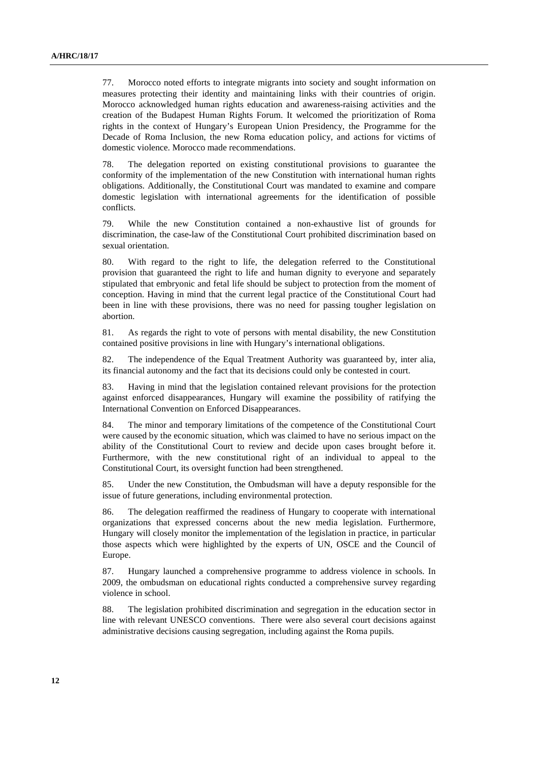77. Morocco noted efforts to integrate migrants into society and sought information on measures protecting their identity and maintaining links with their countries of origin. Morocco acknowledged human rights education and awareness-raising activities and the creation of the Budapest Human Rights Forum. It welcomed the prioritization of Roma rights in the context of Hungary's European Union Presidency, the Programme for the Decade of Roma Inclusion, the new Roma education policy, and actions for victims of domestic violence. Morocco made recommendations.

78. The delegation reported on existing constitutional provisions to guarantee the conformity of the implementation of the new Constitution with international human rights obligations. Additionally, the Constitutional Court was mandated to examine and compare domestic legislation with international agreements for the identification of possible conflicts.

79. While the new Constitution contained a non-exhaustive list of grounds for discrimination, the case-law of the Constitutional Court prohibited discrimination based on sexual orientation.

80. With regard to the right to life, the delegation referred to the Constitutional provision that guaranteed the right to life and human dignity to everyone and separately stipulated that embryonic and fetal life should be subject to protection from the moment of conception. Having in mind that the current legal practice of the Constitutional Court had been in line with these provisions, there was no need for passing tougher legislation on abortion.

81. As regards the right to vote of persons with mental disability, the new Constitution contained positive provisions in line with Hungary's international obligations.

82. The independence of the Equal Treatment Authority was guaranteed by, inter alia, its financial autonomy and the fact that its decisions could only be contested in court.

83. Having in mind that the legislation contained relevant provisions for the protection against enforced disappearances, Hungary will examine the possibility of ratifying the International Convention on Enforced Disappearances.

84. The minor and temporary limitations of the competence of the Constitutional Court were caused by the economic situation, which was claimed to have no serious impact on the ability of the Constitutional Court to review and decide upon cases brought before it. Furthermore, with the new constitutional right of an individual to appeal to the Constitutional Court, its oversight function had been strengthened.

85. Under the new Constitution, the Ombudsman will have a deputy responsible for the issue of future generations, including environmental protection.

86. The delegation reaffirmed the readiness of Hungary to cooperate with international organizations that expressed concerns about the new media legislation. Furthermore, Hungary will closely monitor the implementation of the legislation in practice, in particular those aspects which were highlighted by the experts of UN, OSCE and the Council of Europe.

87. Hungary launched a comprehensive programme to address violence in schools. In 2009, the ombudsman on educational rights conducted a comprehensive survey regarding violence in school.

88. The legislation prohibited discrimination and segregation in the education sector in line with relevant UNESCO conventions. There were also several court decisions against administrative decisions causing segregation, including against the Roma pupils.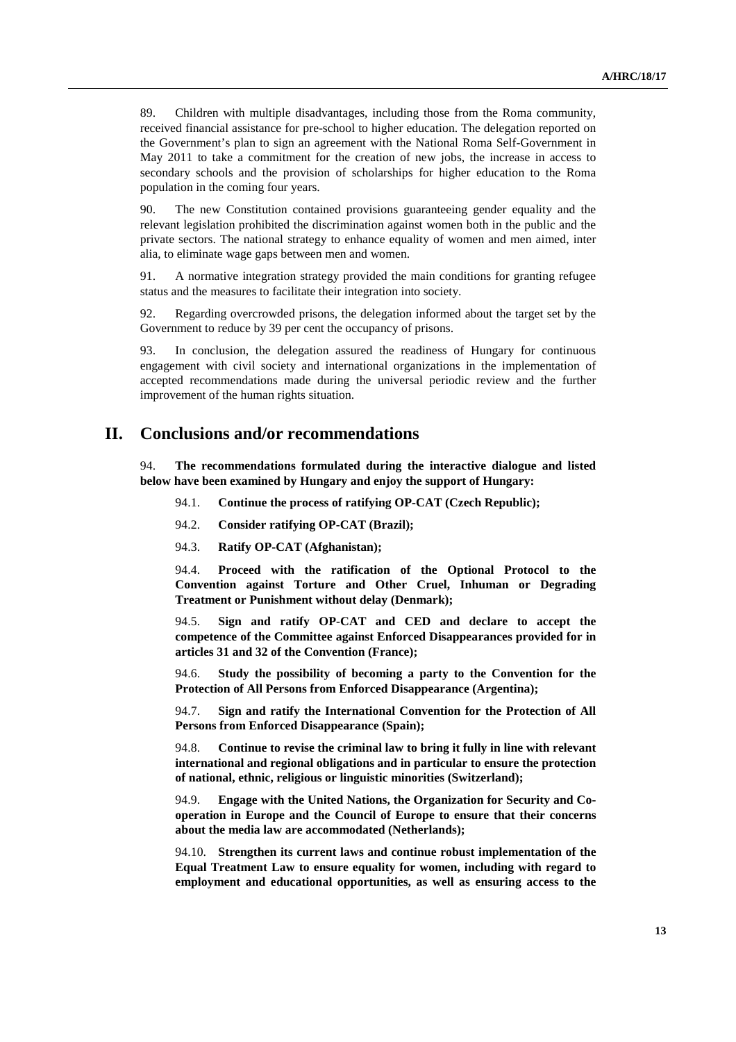89. Children with multiple disadvantages, including those from the Roma community, received financial assistance for pre-school to higher education. The delegation reported on the Government's plan to sign an agreement with the National Roma Self-Government in May 2011 to take a commitment for the creation of new jobs, the increase in access to secondary schools and the provision of scholarships for higher education to the Roma population in the coming four years.

90. The new Constitution contained provisions guaranteeing gender equality and the relevant legislation prohibited the discrimination against women both in the public and the private sectors. The national strategy to enhance equality of women and men aimed, inter alia, to eliminate wage gaps between men and women.

91. A normative integration strategy provided the main conditions for granting refugee status and the measures to facilitate their integration into society.

92. Regarding overcrowded prisons, the delegation informed about the target set by the Government to reduce by 39 per cent the occupancy of prisons.

93. In conclusion, the delegation assured the readiness of Hungary for continuous engagement with civil society and international organizations in the implementation of accepted recommendations made during the universal periodic review and the further improvement of the human rights situation.

# II. Conclusions and/or recommendations

94. **The recommendations formulated during the interactive dialogue and listed below have been examined by Hungary and enjoy the support of Hungary:**

94.1. **Continue the process of ratifying OP-CAT (Czech Republic);**

94.2. **Consider ratifying OP-CAT (Brazil);**

94.3. **Ratify OP-CAT (Afghanistan);**

94.4. **Proceed with the ratification of the Optional Protocol to the Convention against Torture and Other Cruel, Inhuman or Degrading Treatment or Punishment without delay (Denmark);**

94.5. **Sign and ratify OP-CAT and CED and declare to accept the competence of the Committee against Enforced Disappearances provided for in articles 31 and 32 of the Convention (France);**

94.6. **Study the possibility of becoming a party to the Convention for the Protection of All Persons from Enforced Disappearance (Argentina);**

94.7. **Sign and ratify the International Convention for the Protection of All Persons from Enforced Disappearance (Spain);**

94.8. **Continue to revise the criminal law to bring it fully in line with relevant international and regional obligations and in particular to ensure the protection of national, ethnic, religious or linguistic minorities (Switzerland);**

94.9. **Engage with the United Nations, the Organization for Security and Co-operation in Europe and the Council of Europe to ensure that their concerns about the media law are accommodated (Netherlands);**

94.10. **Strengthen its current laws and continue robust implementation of the Equal Treatment Law to ensure equality for women, including with regard to employment and educational opportunities, as well as ensuring access to the**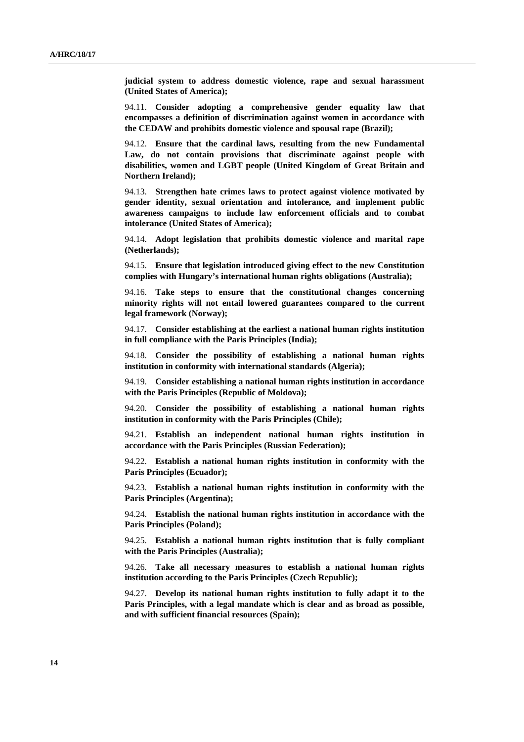**judicial system to address domestic violence, rape and sexual harassment (United States of America);**

94.11. **Consider adopting a comprehensive gender equality law that encompasses a definition of discrimination against women in accordance with the CEDAW and prohibits domestic violence and spousal rape (Brazil);**

94.12. **Ensure that the cardinal laws, resulting from the new Fundamental Law, do not contain provisions that discriminate against people with disabilities, women and LGBT people (United Kingdom of Great Britain and Northern Ireland);**

94.13. **Strengthen hate crimes laws to protect against violence motivated by gender identity, sexual orientation and intolerance, and implement public awareness campaigns to include law enforcement officials and to combat intolerance (United States of America);**

94.14. **Adopt legislation that prohibits domestic violence and marital rape (Netherlands);**

94.15. **Ensure that legislation introduced giving effect to the new Constitution complies with Hungary's international human rights obligations (Australia);**

94.16. **Take steps to ensure that the constitutional changes concerning minority rights will not entail lowered guarantees compared to the current legal framework (Norway);**

94.17. **Consider establishing at the earliest a national human rights institution in full compliance with the Paris Principles (India);**

94.18. **Consider the possibility of establishing a national human rights institution in conformity with international standards (Algeria);**

94.19. **Consider establishing a national human rights institution in accordance with the Paris Principles (Republic of Moldova);**

94.20. **Consider the possibility of establishing a national human rights institution in conformity with the Paris Principles (Chile);**

94.21. **Establish an independent national human rights institution in accordance with the Paris Principles (Russian Federation);**

94.22. **Establish a national human rights institution in conformity with the Paris Principles (Ecuador);**

94.23. **Establish a national human rights institution in conformity with the Paris Principles (Argentina);**

94.24. **Establish the national human rights institution in accordance with the Paris Principles (Poland);**

94.25. **Establish a national human rights institution that is fully compliant with the Paris Principles (Australia);**

94.26. **Take all necessary measures to establish a national human rights institution according to the Paris Principles (Czech Republic);**

94.27. **Develop its national human rights institution to fully adapt it to the Paris Principles, with a legal mandate which is clear and as broad as possible, and with sufficient financial resources (Spain);**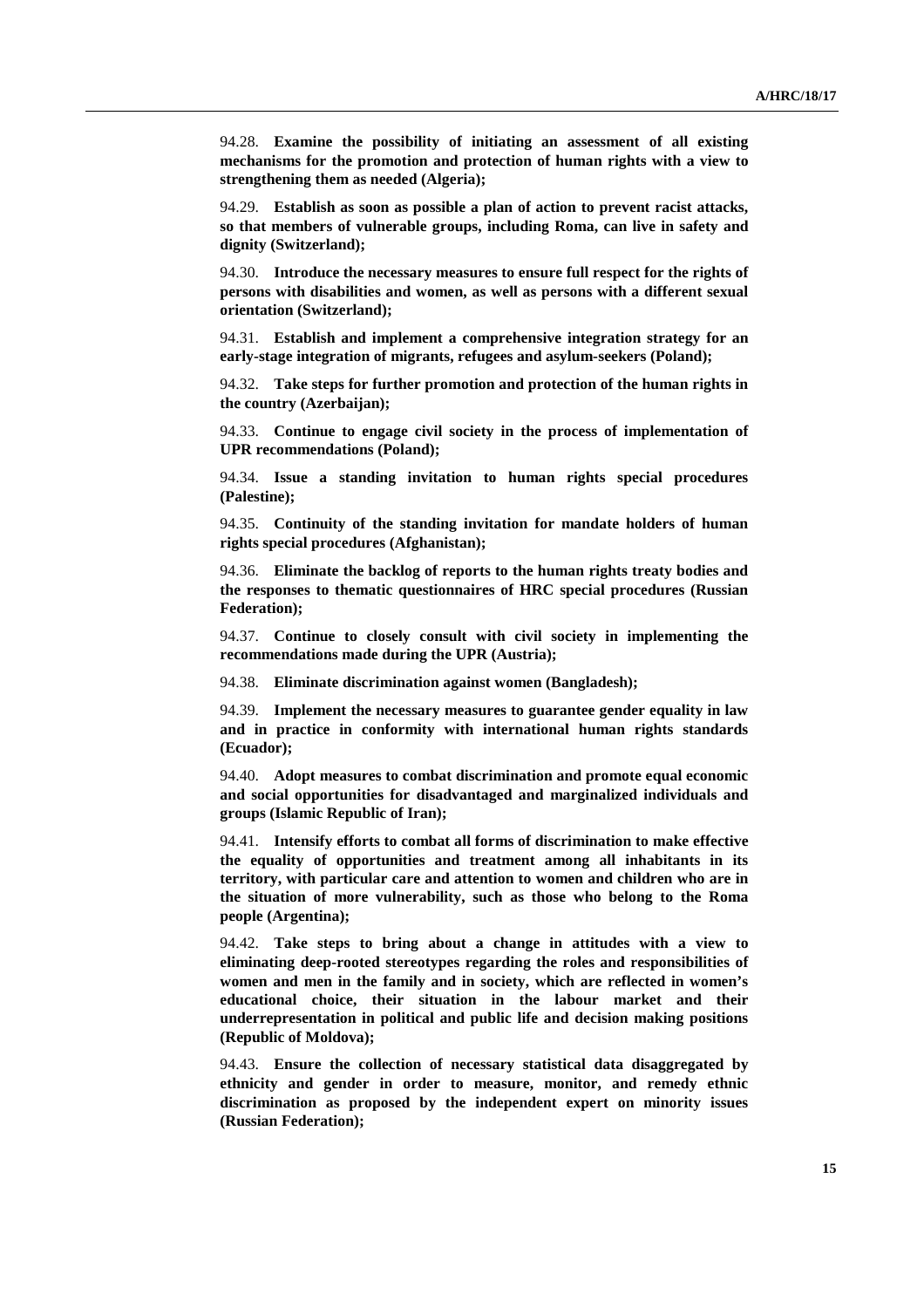94.28. **Examine the possibility of initiating an assessment of all existing mechanisms for the promotion and protection of human rights with a view to strengthening them as needed (Algeria);**

94.29. **Establish as soon as possible a plan of action to prevent racist attacks, so that members of vulnerable groups, including Roma, can live in safety and dignity (Switzerland);**

94.30. **Introduce the necessary measures to ensure full respect for the rights of persons with disabilities and women, as well as persons with a different sexual orientation (Switzerland);**

94.31. **Establish and implement a comprehensive integration strategy for an early-stage integration of migrants, refugees and asylum-seekers (Poland);**

94.32. **Take steps for further promotion and protection of the human rights in the country (Azerbaijan);**

94.33. **Continue to engage civil society in the process of implementation of UPR recommendations (Poland);**

94.34. **Issue a standing invitation to human rights special procedures (Palestine);**

94.35. **Continuity of the standing invitation for mandate holders of human rights special procedures (Afghanistan);**

94.36. **Eliminate the backlog of reports to the human rights treaty bodies and the responses to thematic questionnaires of HRC special procedures (Russian Federation);**

94.37. **Continue to closely consult with civil society in implementing the recommendations made during the UPR (Austria);**

94.38. **Eliminate discrimination against women (Bangladesh);**

94.39. **Implement the necessary measures to guarantee gender equality in law and in practice in conformity with international human rights standards (Ecuador);**

94.40. **Adopt measures to combat discrimination and promote equal economic and social opportunities for disadvantaged and marginalized individuals and groups (Islamic Republic of Iran);**

94.41. **Intensify efforts to combat all forms of discrimination to make effective the equality of opportunities and treatment among all inhabitants in its territory, with particular care and attention to women and children who are in the situation of more vulnerability, such as those who belong to the Roma people (Argentina);**

94.42. **Take steps to bring about a change in attitudes with a view to eliminating deep-rooted stereotypes regarding the roles and responsibilities of women and men in the family and in society, which are reflected in women's educational choice, their situation in the labour market and their underrepresentation in political and public life and decision making positions (Republic of Moldova);**

94.43. **Ensure the collection of necessary statistical data disaggregated by ethnicity and gender in order to measure, monitor, and remedy ethnic discrimination as proposed by the independent expert on minority issues (Russian Federation);**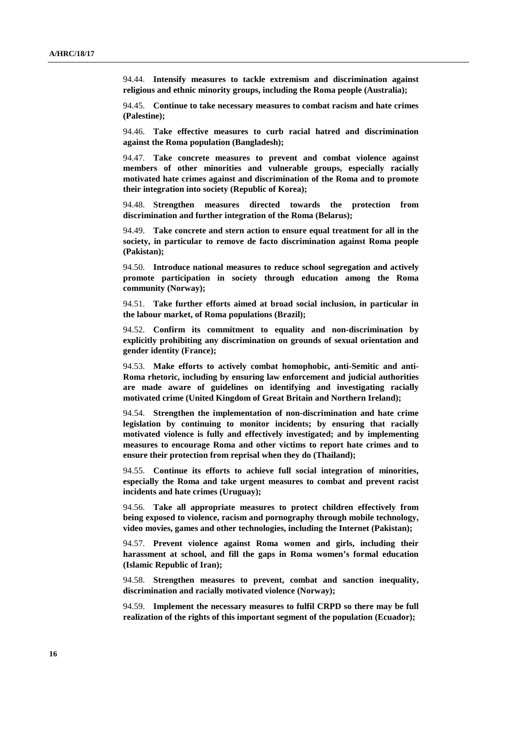94.44. **Intensify measures to tackle extremism and discrimination against religious and ethnic minority groups, including the Roma people (Australia);**

94.45. **Continue to take necessary measures to combat racism and hate crimes (Palestine);**

94.46. **Take effective measures to curb racial hatred and discrimination against the Roma population (Bangladesh);**

94.47. **Take concrete measures to prevent and combat violence against members of other minorities and vulnerable groups, especially racially motivated hate crimes against and discrimination of the Roma and to promote their integration into society (Republic of Korea);**

94.48. **Strengthen measures directed towards the protection from discrimination and further integration of the Roma (Belarus);**

94.49. **Take concrete and stern action to ensure equal treatment for all in the society, in particular to remove de facto discrimination against Roma people (Pakistan);**

94.50. **Introduce national measures to reduce school segregation and actively promote participation in society through education among the Roma community (Norway);**

94.51. **Take further efforts aimed at broad social inclusion, in particular in the labour market, of Roma populations (Brazil);**

94.52. **Confirm its commitment to equality and non-discrimination by explicitly prohibiting any discrimination on grounds of sexual orientation and gender identity (France);**

94.53. **Make efforts to actively combat homophobic, anti-Semitic and anti-Roma rhetoric, including by ensuring law enforcement and judicial authorities are made aware of guidelines on identifying and investigating racially motivated crime (United Kingdom of Great Britain and Northern Ireland);**

94.54. **Strengthen the implementation of non-discrimination and hate crime legislation by continuing to monitor incidents; by ensuring that racially motivated violence is fully and effectively investigated; and by implementing measures to encourage Roma and other victims to report hate crimes and to ensure their protection from reprisal when they do (Thailand);**

94.55. **Continue its efforts to achieve full social integration of minorities, especially the Roma and take urgent measures to combat and prevent racist incidents and hate crimes (Uruguay);**

94.56. **Take all appropriate measures to protect children effectively from being exposed to violence, racism and pornography through mobile technology, video movies, games and other technologies, including the Internet (Pakistan);**

94.57. **Prevent violence against Roma women and girls, including their harassment at school, and fill the gaps in Roma women's formal education (Islamic Republic of Iran);**

94.58. **Strengthen measures to prevent, combat and sanction inequality, discrimination and racially motivated violence (Norway);**

94.59. **Implement the necessary measures to fulfil CRPD so there may be full realization of the rights of this important segment of the population (Ecuador);**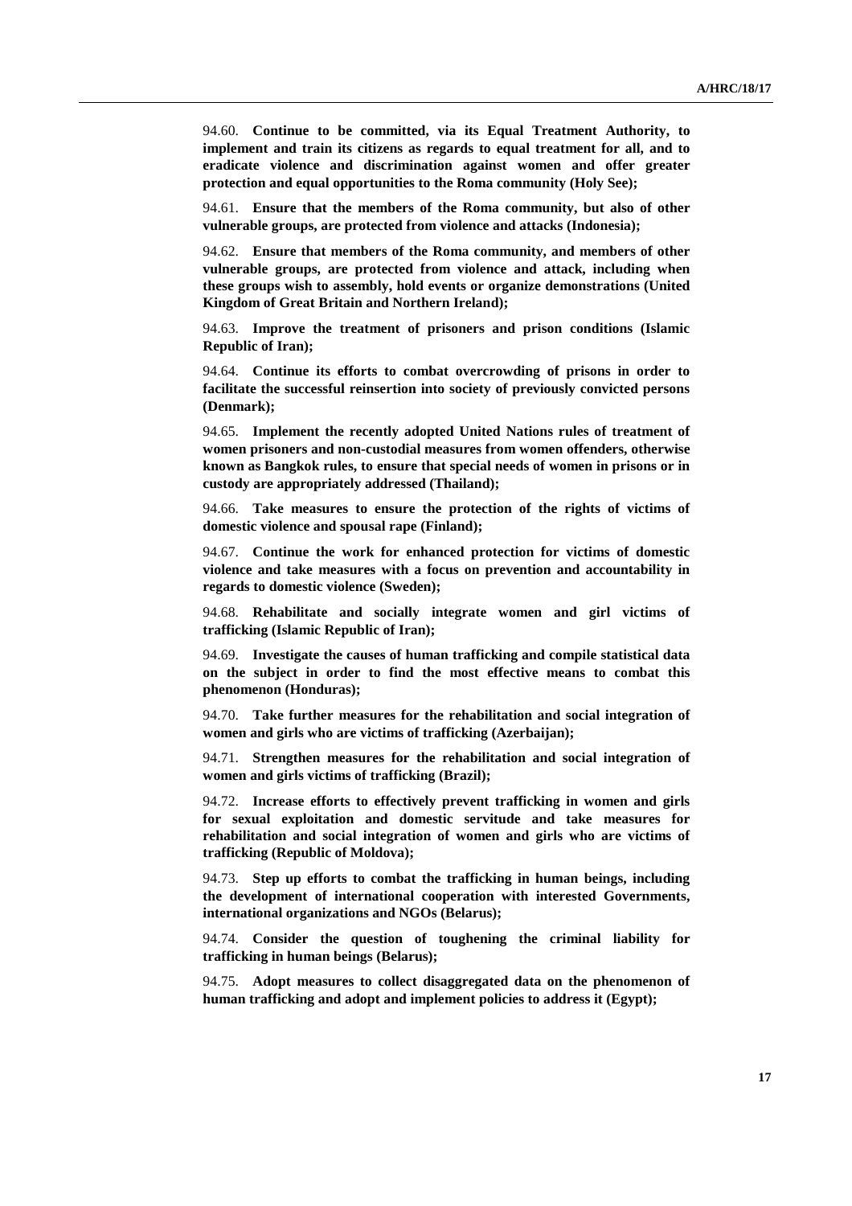94.60. **Continue to be committed, via its Equal Treatment Authority, to implement and train its citizens as regards to equal treatment for all, and to eradicate violence and discrimination against women and offer greater protection and equal opportunities to the Roma community (Holy See);**

94.61. **Ensure that the members of the Roma community, but also of other vulnerable groups, are protected from violence and attacks (Indonesia);**

94.62. **Ensure that members of the Roma community, and members of other vulnerable groups, are protected from violence and attack, including when these groups wish to assembly, hold events or organize demonstrations (United Kingdom of Great Britain and Northern Ireland);**

94.63. **Improve the treatment of prisoners and prison conditions (Islamic Republic of Iran);**

94.64. **Continue its efforts to combat overcrowding of prisons in order to facilitate the successful reinsertion into society of previously convicted persons (Denmark);**

94.65. **Implement the recently adopted United Nations rules of treatment of women prisoners and non-custodial measures from women offenders, otherwise known as Bangkok rules, to ensure that special needs of women in prisons or in custody are appropriately addressed (Thailand);**

94.66. **Take measures to ensure the protection of the rights of victims of domestic violence and spousal rape (Finland);**

94.67. **Continue the work for enhanced protection for victims of domestic violence and take measures with a focus on prevention and accountability in regards to domestic violence (Sweden);**

94.68. **Rehabilitate and socially integrate women and girl victims of trafficking (Islamic Republic of Iran);**

94.69. **Investigate the causes of human trafficking and compile statistical data on the subject in order to find the most effective means to combat this phenomenon (Honduras);**

94.70. **Take further measures for the rehabilitation and social integration of women and girls who are victims of trafficking (Azerbaijan);**

94.71. **Strengthen measures for the rehabilitation and social integration of women and girls victims of trafficking (Brazil);**

94.72. **Increase efforts to effectively prevent trafficking in women and girls for sexual exploitation and domestic servitude and take measures for rehabilitation and social integration of women and girls who are victims of trafficking (Republic of Moldova);**

94.73. **Step up efforts to combat the trafficking in human beings, including the development of international cooperation with interested Governments, international organizations and NGOs (Belarus);**

94.74. **Consider the question of toughening the criminal liability for trafficking in human beings (Belarus);**

94.75. **Adopt measures to collect disaggregated data on the phenomenon of human trafficking and adopt and implement policies to address it (Egypt);**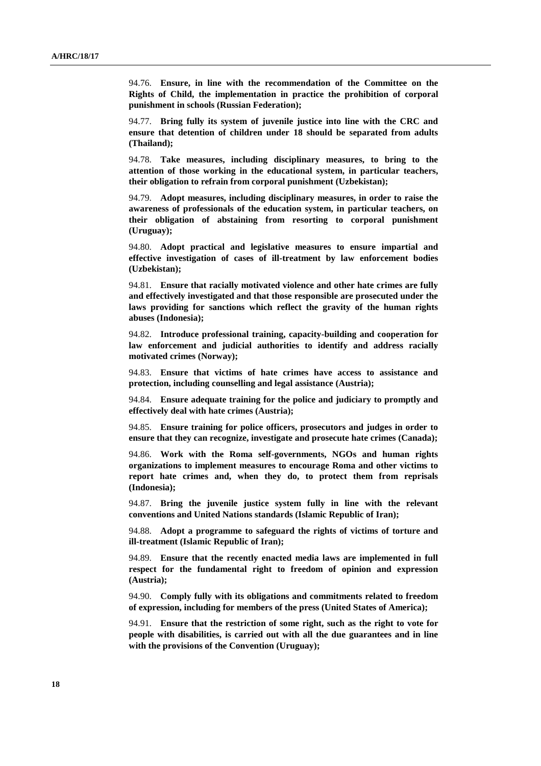94.76. **Ensure, in line with the recommendation of the Committee on the Rights of Child, the implementation in practice the prohibition of corporal punishment in schools (Russian Federation);**

94.77. **Bring fully its system of juvenile justice into line with the CRC and ensure that detention of children under 18 should be separated from adults (Thailand);**

94.78. **Take measures, including disciplinary measures, to bring to the attention of those working in the educational system, in particular teachers, their obligation to refrain from corporal punishment (Uzbekistan);**

94.79. **Adopt measures, including disciplinary measures, in order to raise the awareness of professionals of the education system, in particular teachers, on their obligation of abstaining from resorting to corporal punishment (Uruguay);**

94.80. **Adopt practical and legislative measures to ensure impartial and effective investigation of cases of ill-treatment by law enforcement bodies (Uzbekistan);**

94.81. **Ensure that racially motivated violence and other hate crimes are fully and effectively investigated and that those responsible are prosecuted under the laws providing for sanctions which reflect the gravity of the human rights abuses (Indonesia);**

94.82. **Introduce professional training, capacity-building and cooperation for law enforcement and judicial authorities to identify and address racially motivated crimes (Norway);**

94.83. **Ensure that victims of hate crimes have access to assistance and protection, including counselling and legal assistance (Austria);**

94.84. **Ensure adequate training for the police and judiciary to promptly and effectively deal with hate crimes (Austria);**

94.85. **Ensure training for police officers, prosecutors and judges in order to ensure that they can recognize, investigate and prosecute hate crimes (Canada);**

94.86. **Work with the Roma self-governments, NGOs and human rights organizations to implement measures to encourage Roma and other victims to report hate crimes and, when they do, to protect them from reprisals (Indonesia);**

94.87. **Bring the juvenile justice system fully in line with the relevant conventions and United Nations standards (Islamic Republic of Iran);**

94.88. **Adopt a programme to safeguard the rights of victims of torture and ill-treatment (Islamic Republic of Iran);**

94.89. **Ensure that the recently enacted media laws are implemented in full respect for the fundamental right to freedom of opinion and expression (Austria);**

94.90. **Comply fully with its obligations and commitments related to freedom of expression, including for members of the press (United States of America);**

94.91. **Ensure that the restriction of some right, such as the right to vote for people with disabilities, is carried out with all the due guarantees and in line with the provisions of the Convention (Uruguay);**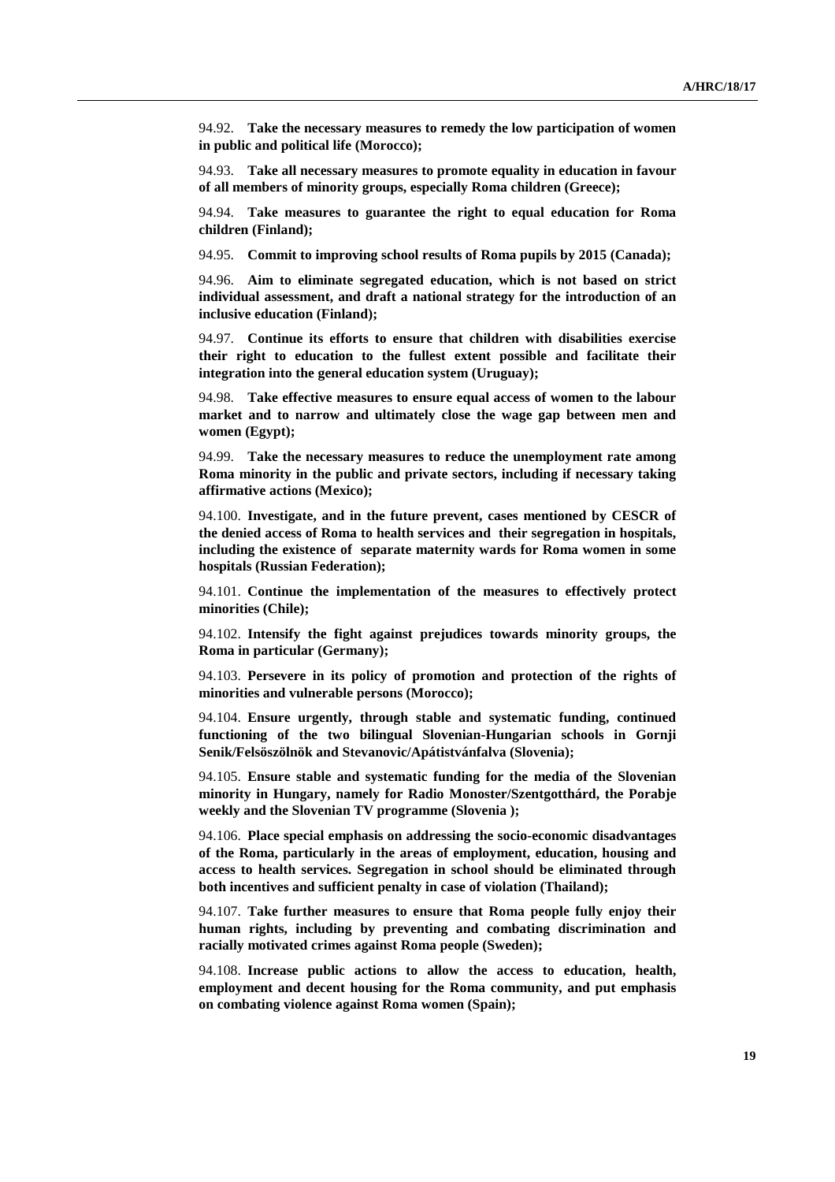94.92. **Take the necessary measures to remedy the low participation of women in public and political life (Morocco);**

94.93. **Take all necessary measures to promote equality in education in favour of all members of minority groups, especially Roma children (Greece);**

94.94. **Take measures to guarantee the right to equal education for Roma children (Finland);**

94.95. **Commit to improving school results of Roma pupils by 2015 (Canada);**

94.96. **Aim to eliminate segregated education, which is not based on strict individual assessment, and draft a national strategy for the introduction of an inclusive education (Finland);**

94.97. **Continue its efforts to ensure that children with disabilities exercise their right to education to the fullest extent possible and facilitate their integration into the general education system (Uruguay);**

94.98. **Take effective measures to ensure equal access of women to the labour market and to narrow and ultimately close the wage gap between men and women (Egypt);**

94.99. **Take the necessary measures to reduce the unemployment rate among Roma minority in the public and private sectors, including if necessary taking affirmative actions (Mexico);**

94.100. **Investigate, and in the future prevent, cases mentioned by CESCR of the denied access of Roma to health services and their segregation in hospitals, including the existence of separate maternity wards for Roma women in some hospitals (Russian Federation);**

94.101. **Continue the implementation of the measures to effectively protect minorities (Chile);**

94.102. **Intensify the fight against prejudices towards minority groups, the Roma in particular (Germany);**

94.103. **Persevere in its policy of promotion and protection of the rights of minorities and vulnerable persons (Morocco);**

94.104. **Ensure urgently, through stable and systematic funding, continued functioning of the two bilingual Slovenian-Hungarian schools in Gornji Senik/Felsöszölnök and Stevanovic/Apátistvánfalva (Slovenia);**

94.105. **Ensure stable and systematic funding for the media of the Slovenian minority in Hungary, namely for Radio Monoster/Szentgotthárd, the Porabje weekly and the Slovenian TV programme (Slovenia );**

94.106. **Place special emphasis on addressing the socio-economic disadvantages of the Roma, particularly in the areas of employment, education, housing and access to health services. Segregation in school should be eliminated through both incentives and sufficient penalty in case of violation (Thailand);**

94.107. **Take further measures to ensure that Roma people fully enjoy their human rights, including by preventing and combating discrimination and racially motivated crimes against Roma people (Sweden);**

94.108. **Increase public actions to allow the access to education, health, employment and decent housing for the Roma community, and put emphasis on combating violence against Roma women (Spain);**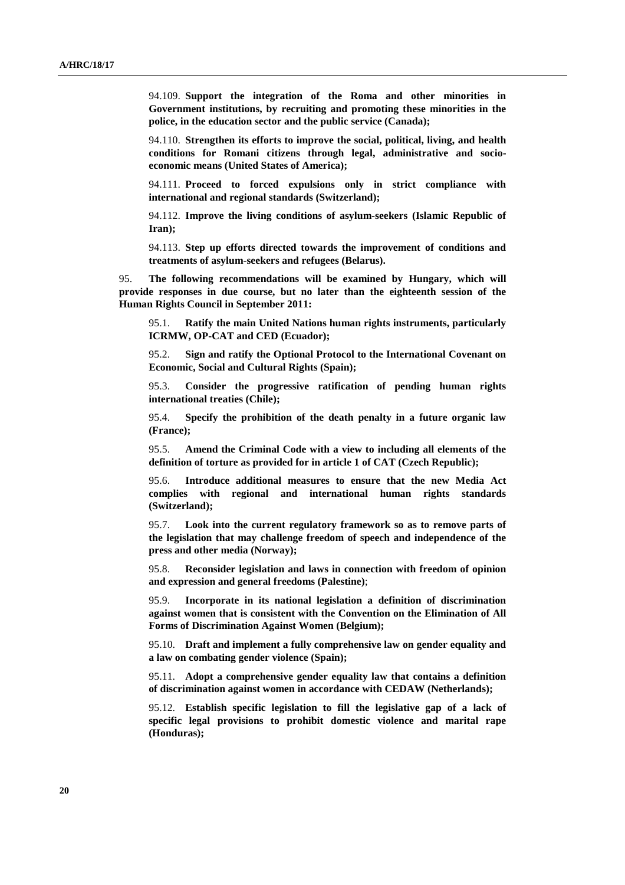94.109. **Support the integration of the Roma and other minorities in Government institutions, by recruiting and promoting these minorities in the police, in the education sector and the public service (Canada);**

94.110. **Strengthen its efforts to improve the social, political, living, and health conditions for Romani citizens through legal, administrative and socio-economic means (United States of America);**

94.111. **Proceed to forced expulsions only in strict compliance with international and regional standards (Switzerland);**

94.112. **Improve the living conditions of asylum-seekers (Islamic Republic of Iran);**

94.113. **Step up efforts directed towards the improvement of conditions and treatments of asylum-seekers and refugees (Belarus).**

95. **The following recommendations will be examined by Hungary, which will provide responses in due course, but no later than the eighteenth session of the Human Rights Council in September 2011:**

95.1. **Ratify the main United Nations human rights instruments, particularly ICRMW, OP-CAT and CED (Ecuador);**

95.2. **Sign and ratify the Optional Protocol to the International Covenant on Economic, Social and Cultural Rights (Spain);**

95.3. **Consider the progressive ratification of pending human rights international treaties (Chile);**

95.4. **Specify the prohibition of the death penalty in a future organic law (France);**

95.5. **Amend the Criminal Code with a view to including all elements of the definition of torture as provided for in article 1 of CAT (Czech Republic);**

95.6. **Introduce additional measures to ensure that the new Media Act complies with regional and international human rights standards (Switzerland);**

95.7. **Look into the current regulatory framework so as to remove parts of the legislation that may challenge freedom of speech and independence of the press and other media (Norway);**

95.8. **Reconsider legislation and laws in connection with freedom of opinion and expression and general freedoms (Palestine)**;

95.9. **Incorporate in its national legislation a definition of discrimination against women that is consistent with the Convention on the Elimination of All Forms of Discrimination Against Women (Belgium);**

95.10. **Draft and implement a fully comprehensive law on gender equality and a law on combating gender violence (Spain);**

95.11. **Adopt a comprehensive gender equality law that contains a definition of discrimination against women in accordance with CEDAW (Netherlands);**

95.12. **Establish specific legislation to fill the legislative gap of a lack of specific legal provisions to prohibit domestic violence and marital rape (Honduras);**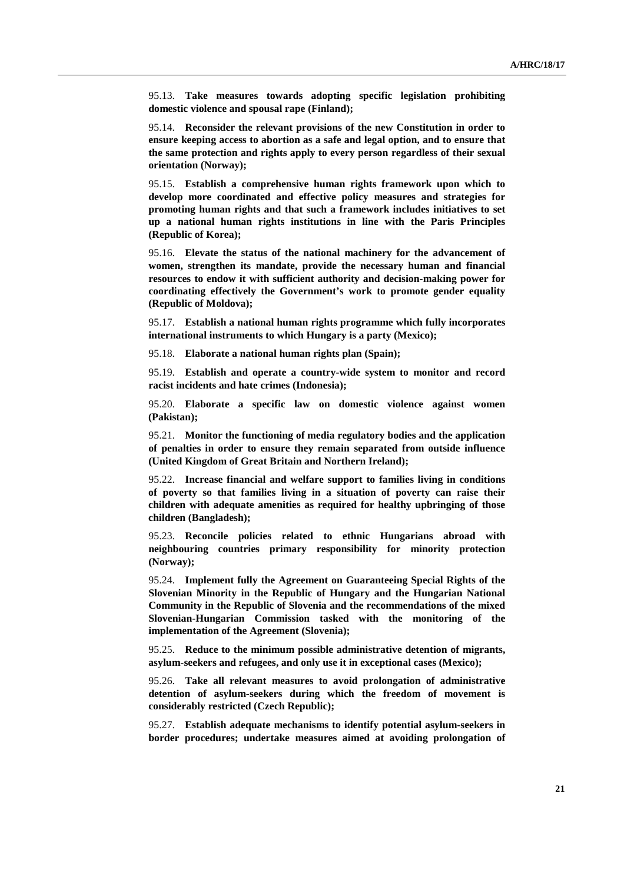95.13. **Take measures towards adopting specific legislation prohibiting domestic violence and spousal rape (Finland);**

95.14. **Reconsider the relevant provisions of the new Constitution in order to ensure keeping access to abortion as a safe and legal option, and to ensure that the same protection and rights apply to every person regardless of their sexual orientation (Norway);**

95.15. **Establish a comprehensive human rights framework upon which to develop more coordinated and effective policy measures and strategies for promoting human rights and that such a framework includes initiatives to set up a national human rights institutions in line with the Paris Principles (Republic of Korea);**

95.16. **Elevate the status of the national machinery for the advancement of women, strengthen its mandate, provide the necessary human and financial resources to endow it with sufficient authority and decision-making power for coordinating effectively the Government's work to promote gender equality (Republic of Moldova);**

95.17. **Establish a national human rights programme which fully incorporates international instruments to which Hungary is a party (Mexico);**

95.18. **Elaborate a national human rights plan (Spain);**

95.19. **Establish and operate a country-wide system to monitor and record racist incidents and hate crimes (Indonesia);**

95.20. **Elaborate a specific law on domestic violence against women (Pakistan);**

95.21. **Monitor the functioning of media regulatory bodies and the application of penalties in order to ensure they remain separated from outside influence (United Kingdom of Great Britain and Northern Ireland);**

95.22. **Increase financial and welfare support to families living in conditions of poverty so that families living in a situation of poverty can raise their children with adequate amenities as required for healthy upbringing of those children (Bangladesh);**

95.23. **Reconcile policies related to ethnic Hungarians abroad with neighbouring countries primary responsibility for minority protection (Norway);**

95.24. **Implement fully the Agreement on Guaranteeing Special Rights of the Slovenian Minority in the Republic of Hungary and the Hungarian National Community in the Republic of Slovenia and the recommendations of the mixed Slovenian-Hungarian Commission tasked with the monitoring of the implementation of the Agreement (Slovenia);**

95.25. **Reduce to the minimum possible administrative detention of migrants, asylum-seekers and refugees, and only use it in exceptional cases (Mexico);**

95.26. **Take all relevant measures to avoid prolongation of administrative detention of asylum-seekers during which the freedom of movement is considerably restricted (Czech Republic);**

95.27. **Establish adequate mechanisms to identify potential asylum-seekers in border procedures; undertake measures aimed at avoiding prolongation of**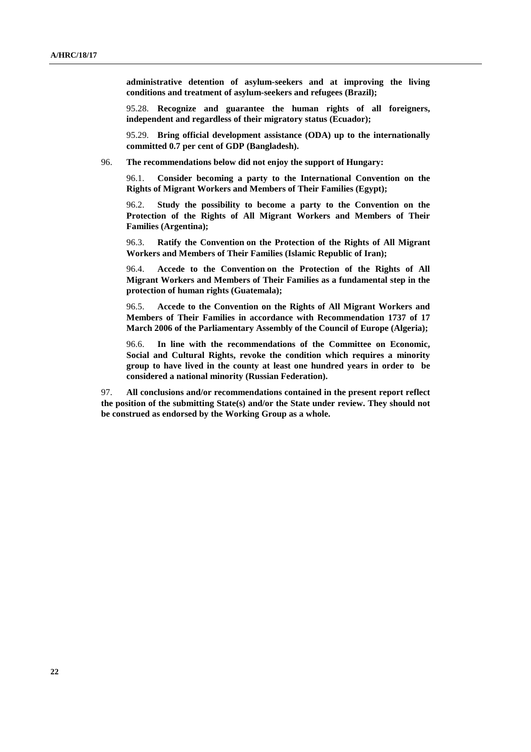**administrative detention of asylum-seekers and at improving the living conditions and treatment of asylum-seekers and refugees (Brazil);**

95.28. **Recognize and guarantee the human rights of all foreigners, independent and regardless of their migratory status (Ecuador);**

95.29. **Bring official development assistance (ODA) up to the internationally committed 0.7 per cent of GDP (Bangladesh).**

96. **The recommendations below did not enjoy the support of Hungary:**

96.1. **Consider becoming a party to the International Convention on the Rights of Migrant Workers and Members of Their Families (Egypt);**

96.2. **Study the possibility to become a party to the Convention on the Protection of the Rights of All Migrant Workers and Members of Their Families (Argentina);**

96.3. **Ratify the Convention on the Protection of the Rights of All Migrant Workers and Members of Their Families (Islamic Republic of Iran);**

96.4. **Accede to the Convention on the Protection of the Rights of All Migrant Workers and Members of Their Families as a fundamental step in the protection of human rights (Guatemala);**

96.5. **Accede to the Convention on the Rights of All Migrant Workers and Members of Their Families in accordance with Recommendation 1737 of 17 March 2006 of the Parliamentary Assembly of the Council of Europe (Algeria);**

96.6. **In line with the recommendations of the Committee on Economic, Social and Cultural Rights, revoke the condition which requires a minority group to have lived in the county at least one hundred years in order to be considered a national minority (Russian Federation).**

97. **All conclusions and/or recommendations contained in the present report reflect the position of the submitting State(s) and/or the State under review. They should not be construed as endorsed by the Working Group as a whole.**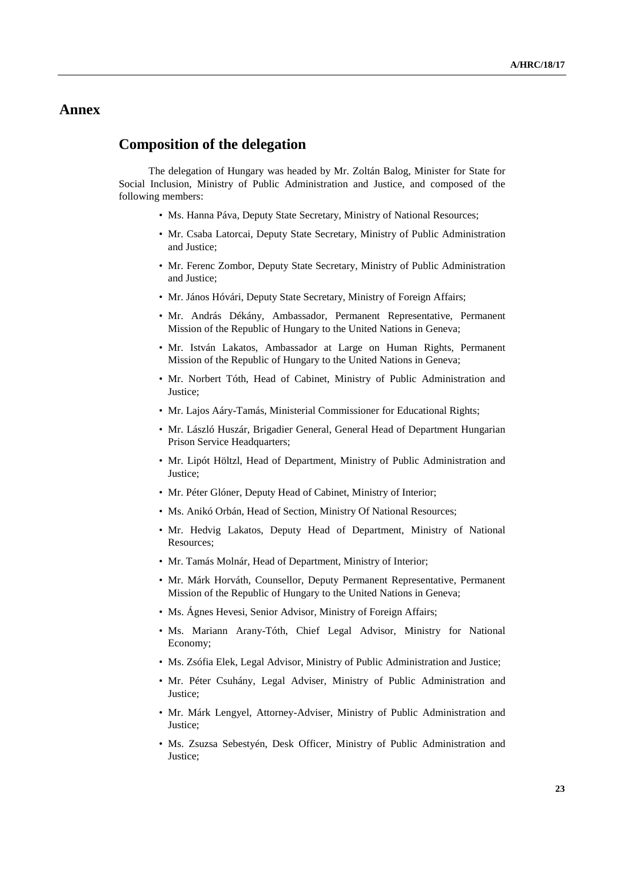# Annex

## Composition of the delegation

The delegation of Hungary was headed by Mr. Zoltán Balog, Minister for State for Social Inclusion, Ministry of Public Administration and Justice, and composed of the following members:

- Ms. Hanna Páva, Deputy State Secretary, Ministry of National Resources;
- Mr. Csaba Latorcai, Deputy State Secretary, Ministry of Public Administration and Justice;
- Mr. Ferenc Zombor, Deputy State Secretary, Ministry of Public Administration and Justice;
- Mr. János Hóvári, Deputy State Secretary, Ministry of Foreign Affairs;
- Mr. András Dékány, Ambassador, Permanent Representative, Permanent Mission of the Republic of Hungary to the United Nations in Geneva;
- Mr. István Lakatos, Ambassador at Large on Human Rights, Permanent Mission of the Republic of Hungary to the United Nations in Geneva;
- Mr. Norbert Tóth, Head of Cabinet, Ministry of Public Administration and Justice;
- Mr. Lajos Aáry-Tamás, Ministerial Commissioner for Educational Rights;
- Mr. László Huszár, Brigadier General, General Head of Department Hungarian Prison Service Headquarters;
- Mr. Lipót Höltzl, Head of Department, Ministry of Public Administration and Justice;
- Mr. Péter Glóner, Deputy Head of Cabinet, Ministry of Interior;
- Ms. Anikó Orbán, Head of Section, Ministry Of National Resources;
- Mr. Hedvig Lakatos, Deputy Head of Department, Ministry of National Resources;
- Mr. Tamás Molnár, Head of Department, Ministry of Interior;
- Mr. Márk Horváth, Counsellor, Deputy Permanent Representative, Permanent Mission of the Republic of Hungary to the United Nations in Geneva;
- Ms. Ágnes Hevesi, Senior Advisor, Ministry of Foreign Affairs;
- Ms. Mariann Arany-Tóth, Chief Legal Advisor, Ministry for National Economy;
- Ms. Zsófia Elek, Legal Advisor, Ministry of Public Administration and Justice;
- Mr. Péter Csuhány, Legal Adviser, Ministry of Public Administration and Justice;
- Mr. Márk Lengyel, Attorney-Adviser, Ministry of Public Administration and Justice;
- Ms. Zsuzsa Sebestyén, Desk Officer, Ministry of Public Administration and Justice;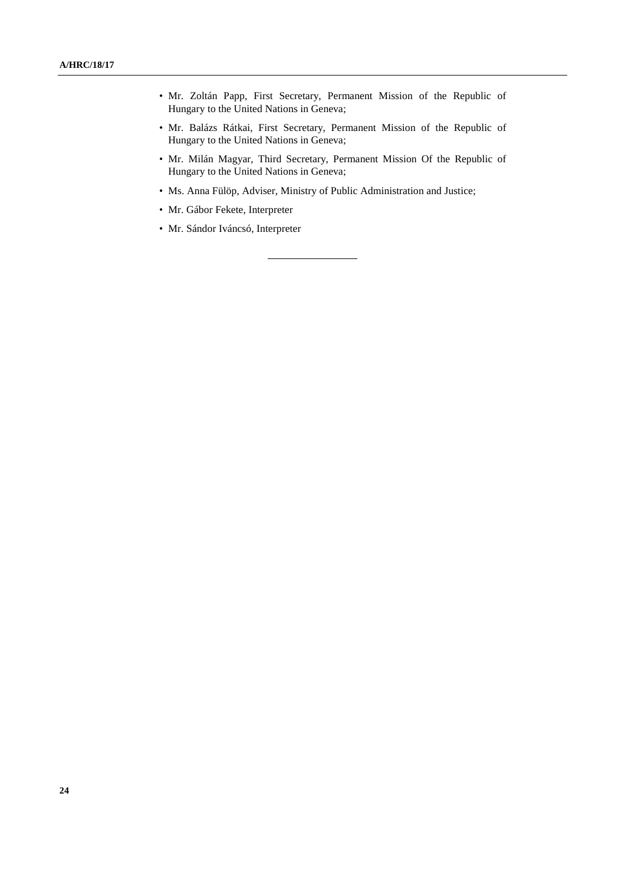- Mr. Zoltán Papp, First Secretary, Permanent Mission of the Republic of Hungary to the United Nations in Geneva;
- Mr. Balázs Rátkai, First Secretary, Permanent Mission of the Republic of Hungary to the United Nations in Geneva;
- Mr. Milán Magyar, Third Secretary, Permanent Mission Of the Republic of Hungary to the United Nations in Geneva;
- Ms. Anna Fülöp, Adviser, Ministry of Public Administration and Justice;
- Mr. Gábor Fekete, Interpreter
- Mr. Sándor Iváncsó, Interpreter